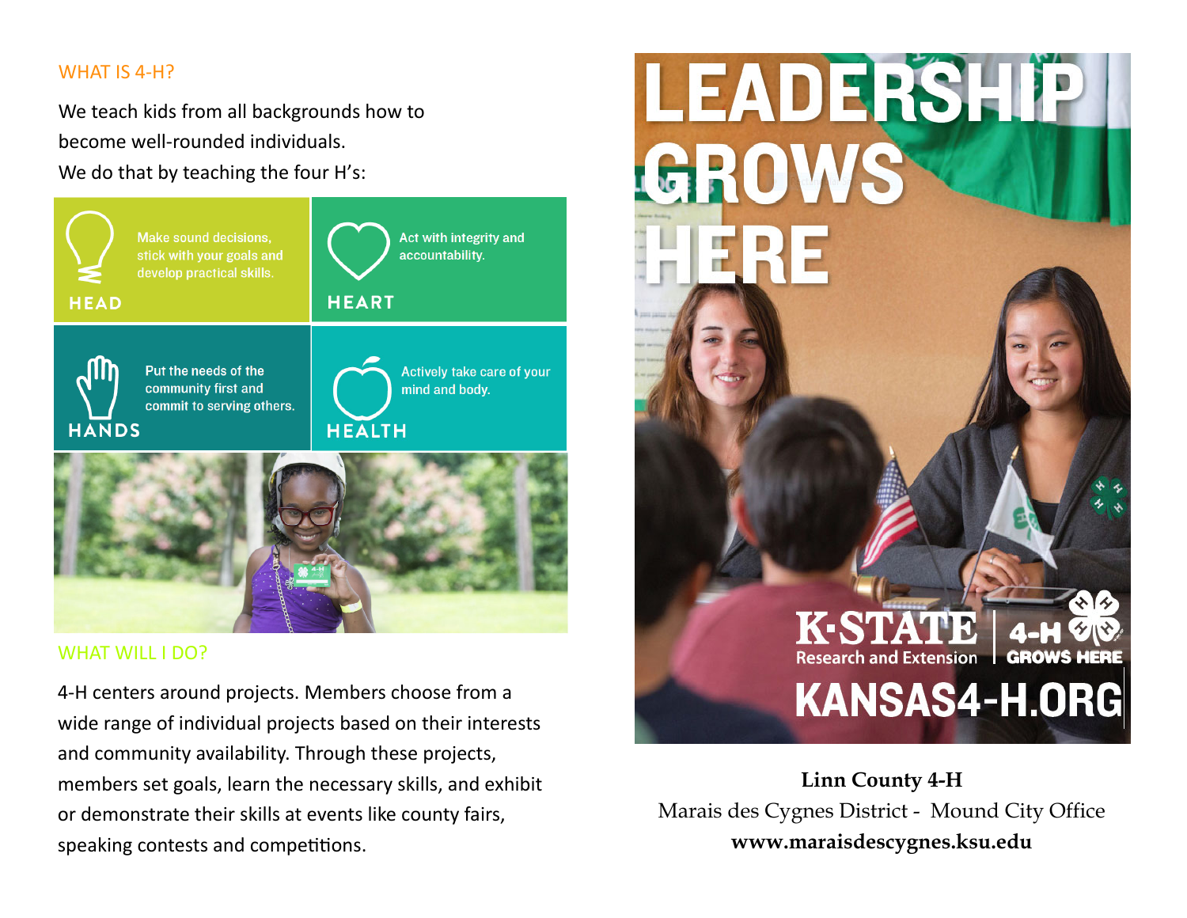## WHAT IS 4-H?

We teach kids from all backgrounds how to become well-rounded individuals.

We do that by teaching the four H's:

**HEAD** — Make sound decisions, stick with your goals and develop practical skills.

**HEART** — Act with integrity and accountability.

**HANDS** — Put the needs of the community first and commit to serving others.

**HEALTH** — Actively take care of your mind and body.

## WHAT WILL I DO?

4-H centers around projects. Members choose from a wide range of individual projects based on their interests and community availability. Through these projects, members set goals, learn the necessary skills, and exhibit or demonstrate their skills at events like county fairs, speaking contests and competitions.

# LEADERSHIP GROWS HERE

K·STATE Research and Extension | 4-H GROWS HERE

KANSAS4-H.ORG

**Linn County 4-H**

Marais des Cygnes District - Mound City Office

**www.maraisdescygnes.ksu.edu**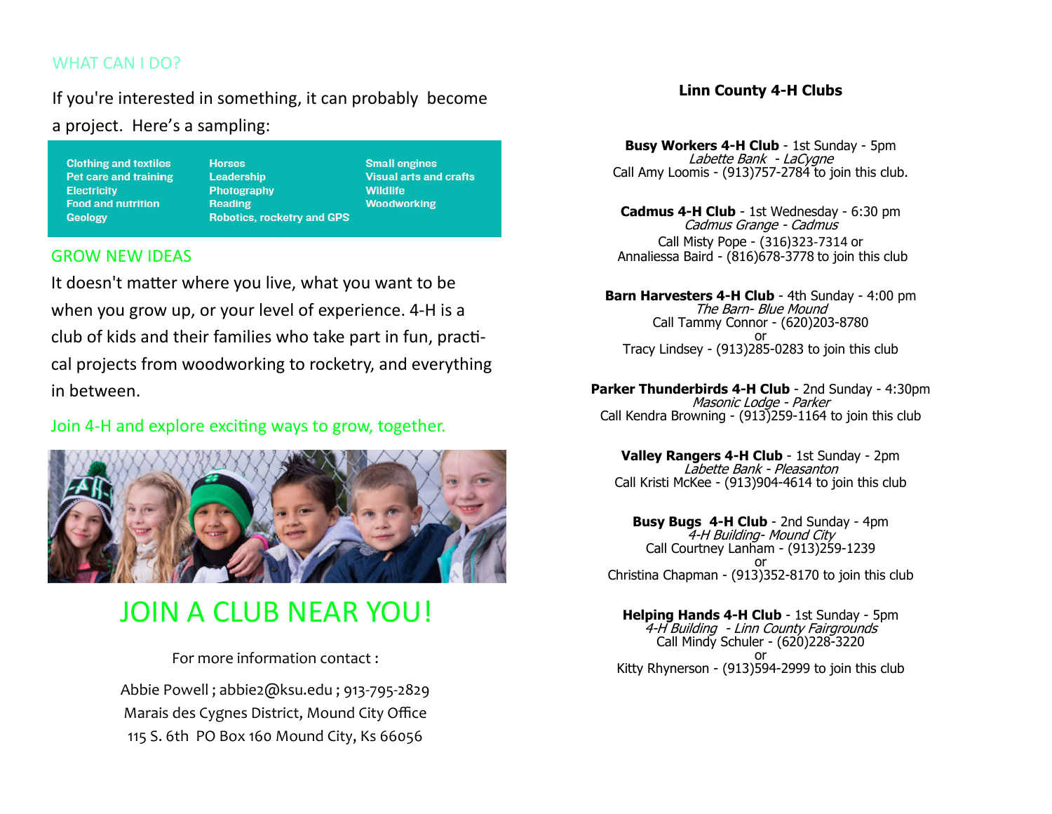## WHAT CAN I DO?

If you're interested in something, it can probably become a project. Here's a sampling:

| | | |
|---|---|---|
| Clothing and textiles | Horses | Small engines |
| Pet care and training | Leadership | Visual arts and crafts |
| Electricity | Photography | Wildlife |
| Food and nutrition | Reading | Woodworking |
| Geology | Robotics, rocketry and GPS | |

## GROW NEW IDEAS

It doesn't matter where you live, what you want to be when you grow up, or your level of experience. 4-H is a club of kids and their families who take part in fun, practical projects from woodworking to rocketry, and everything in between.

Join 4-H and explore exciting ways to grow, together.

# JOIN A CLUB NEAR YOU!

For more information contact :

Abbie Powell ; abbie2@ksu.edu ; 913-795-2829
Marais des Cygnes District, Mound City Office
115 S. 6th PO Box 160 Mound City, Ks 66056

## Linn County 4-H Clubs

**Busy Workers 4-H Club** - 1st Sunday - 5pm
*Labette Bank - LaCygne*
Call Amy Loomis - (913)757-2784 to join this club.

**Cadmus 4-H Club** - 1st Wednesday - 6:30 pm
*Cadmus Grange - Cadmus*
Call Misty Pope - (316)323-7314 or
Annaliessa Baird - (816)678-3778 to join this club

**Barn Harvesters 4-H Club** - 4th Sunday - 4:00 pm
*The Barn- Blue Mound*
Call Tammy Connor - (620)203-8780
or
Tracy Lindsey - (913)285-0283 to join this club

**Parker Thunderbirds 4-H Club** - 2nd Sunday - 4:30pm
*Masonic Lodge - Parker*
Call Kendra Browning - (913)259-1164 to join this club

**Valley Rangers 4-H Club** - 1st Sunday - 2pm
*Labette Bank - Pleasanton*
Call Kristi McKee - (913)904-4614 to join this club

**Busy Bugs 4-H Club** - 2nd Sunday - 4pm
*4-H Building- Mound City*
Call Courtney Lanham - (913)259-1239
or
Christina Chapman - (913)352-8170 to join this club

**Helping Hands 4-H Club** - 1st Sunday - 5pm
*4-H Building - Linn County Fairgrounds*
Call Mindy Schuler - (620)228-3220
or
Kitty Rhynerson - (913)594-2999 to join this club